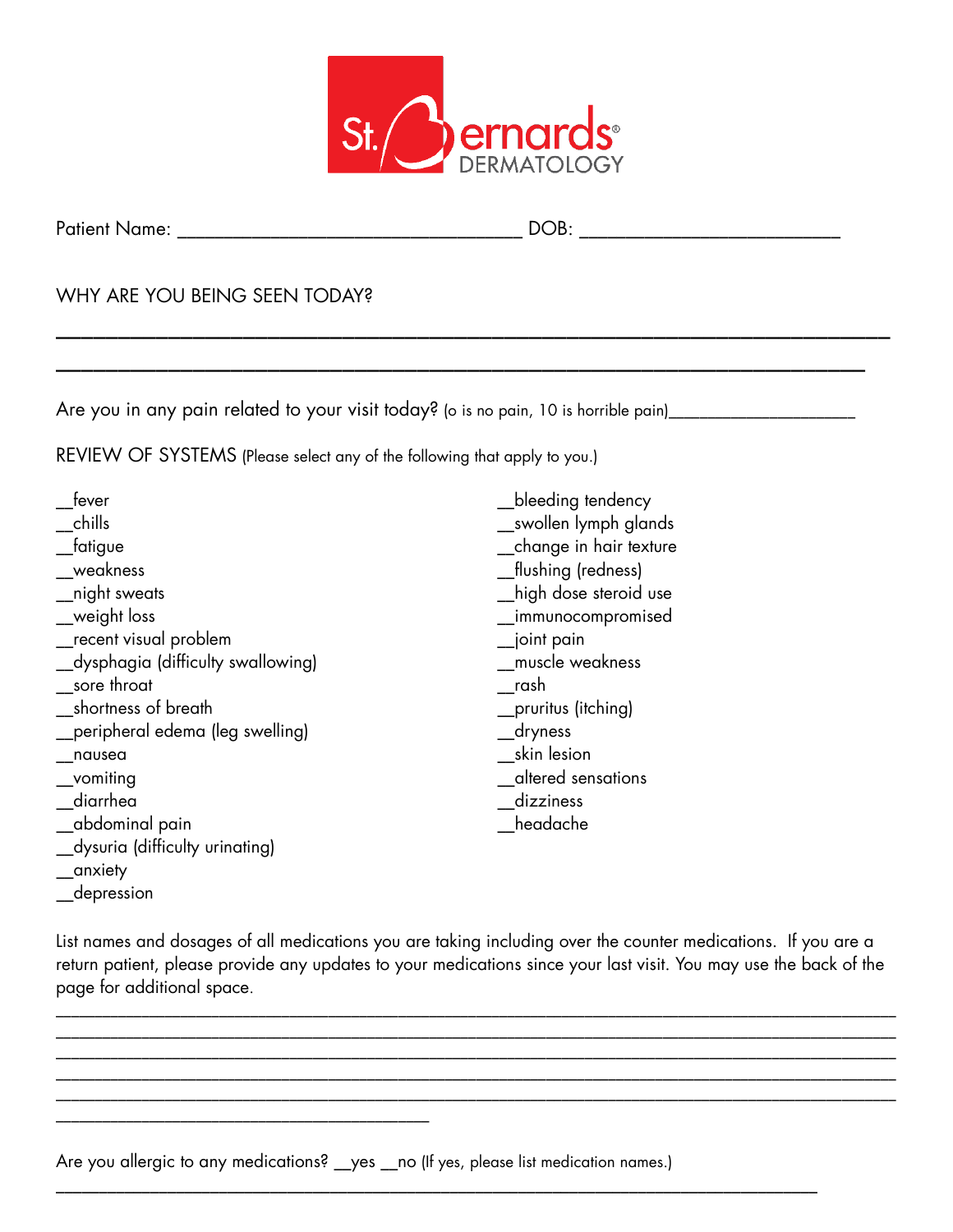St. Bernards® DERMATOLOGY

Patient Name: ________________________________ DOB: ________________________

WHY ARE YOU BEING SEEN TODAY?

___________________________________________________________________________

___________________________________________________________________________

Are you in any pain related to your visit today? (0 is no pain, 10 is horrible pain)____________________

REVIEW OF SYSTEMS (Please select any of the following that apply to you.)

__fever
__chills
__fatigue
__weakness
__night sweats
__weight loss
__recent visual problem
__dysphagia (difficulty swallowing)
__sore throat
__shortness of breath
__peripheral edema (leg swelling)
__nausea
__vomiting
__diarrhea
__abdominal pain
__dysuria (difficulty urinating)
__anxiety
__depression
__bleeding tendency
__swollen lymph glands
__change in hair texture
__flushing (redness)
__high dose steroid use
__immunocompromised
__joint pain
__muscle weakness
__rash
__pruritus (itching)
__dryness
__skin lesion
__altered sensations
__dizziness
__headache

List names and dosages of all medications you are taking including over the counter medications. If you are a return patient, please provide any updates to your medications since your last visit. You may use the back of the page for additional space.

___________________________________________________________________________

___________________________________________________________________________

___________________________________________________________________________

___________________________________________________________________________

___________________________________________________________________________

______________________________________

Are you allergic to any medications? __yes __no (If yes, please list medication names.)

___________________________________________________________________________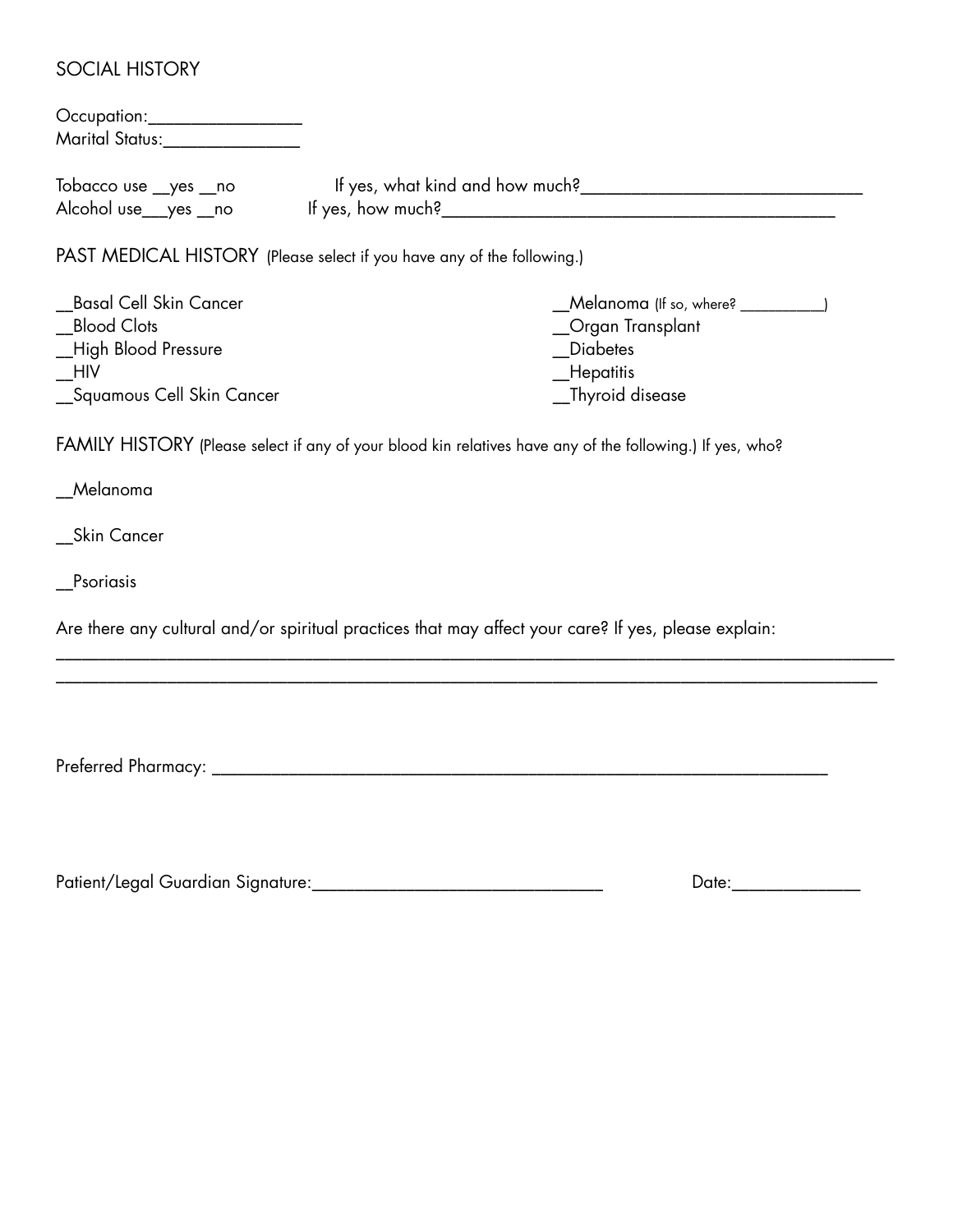## SOCIAL HISTORY

Occupation:________________
Marital Status:______________

Tobacco use __yes __no    If yes, what kind and how much?_____________________________
Alcohol use___yes __no    If yes, how much?__________________________________________

## PAST MEDICAL HISTORY (Please select if you have any of the following.)

__Basal Cell Skin Cancer
__Blood Clots
__High Blood Pressure
__HIV
__Squamous Cell Skin Cancer
__Melanoma (If so, where? __________)
__Organ Transplant
__Diabetes
__Hepatitis
__Thyroid disease

## FAMILY HISTORY (Please select if any of your blood kin relatives have any of the following.) If yes, who?

__Melanoma

__Skin Cancer

__Psoriasis

Are there any cultural and/or spiritual practices that may affect your care? If yes, please explain:
_____________________________________________________________________________________________
_____________________________________________________________________________________________

Preferred Pharmacy: ______________________________________________________________________

Patient/Legal Guardian Signature:_______________________________    Date:_____________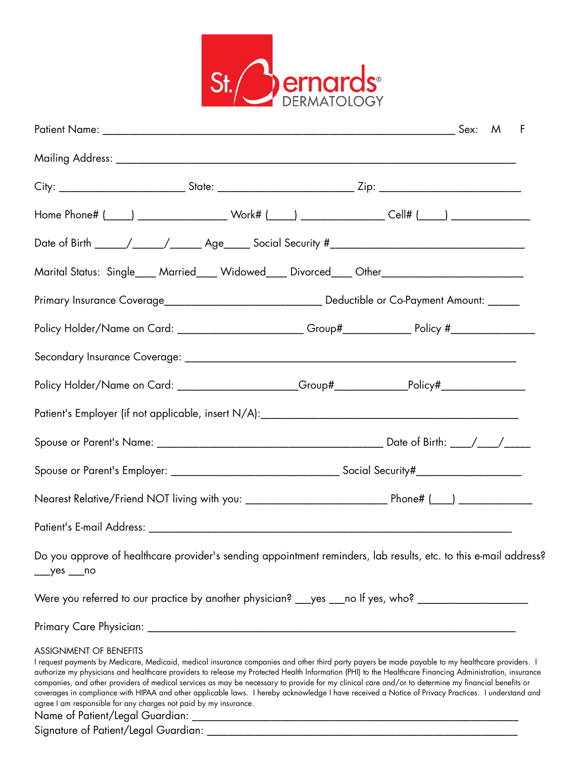# St. Bernards® DERMATOLOGY

Patient Name: ______________________________________________________________ Sex: M F

Mailing Address: ______________________________________________________________________

City: ______________________ State: ________________________ Zip: _________________________

Home Phone# (_____) ________________ Work# (_____) _______________ Cell# (_____) ______________

Date of Birth ______/______/______ Age_____ Social Security #__________________________________

Marital Status: Single____ Married____ Widowed____ Divorced____ Other_________________________

Primary Insurance Coverage____________________________ Deductible or Co-Payment Amount: ______

Policy Holder/Name on Card: ______________________ Group#____________ Policy #_______________

Secondary Insurance Coverage: ___________________________________________________________

Policy Holder/Name on Card: _____________________Group#_____________Policy#_______________

Patient's Employer (if not applicable, insert N/A):_______________________________________________

Spouse or Parent's Name: ________________________________________ Date of Birth: ____/____/_____

Spouse or Parent's Employer: ______________________________ Social Security#___________________

Nearest Relative/Friend NOT living with you: _________________________ Phone# (____) _____________

Patient's E-mail Address: _________________________________________________________________

Do you approve of healthcare provider's sending appointment reminders, lab results, etc. to this e-mail address? ___yes ___no

Were you referred to our practice by another physician? ___yes ___no If yes, who? ____________________

Primary Care Physician: ___________________________________________________________________

ASSIGNMENT OF BENEFITS

I request payments by Medicare, Medicaid, medical insurance companies and other third party payers be made payable to my healthcare providers. I authorize my physicians and healthcare providers to release my Protected Health Information (PHI) to the Healthcare Financing Administration, insurance companies, and other providers of medical services as may be necessary to provide for my clinical care and/or to determine my financial benefits or coverages in compliance with HIPAA and other applicable laws. I hereby acknowledge I have received a Notice of Privacy Practices. I understand and agree I am responsible for any charges not paid by my insurance.

Name of Patient/Legal Guardian: ____________________________________________________________

Signature of Patient/Legal Guardian: ________________________________________________________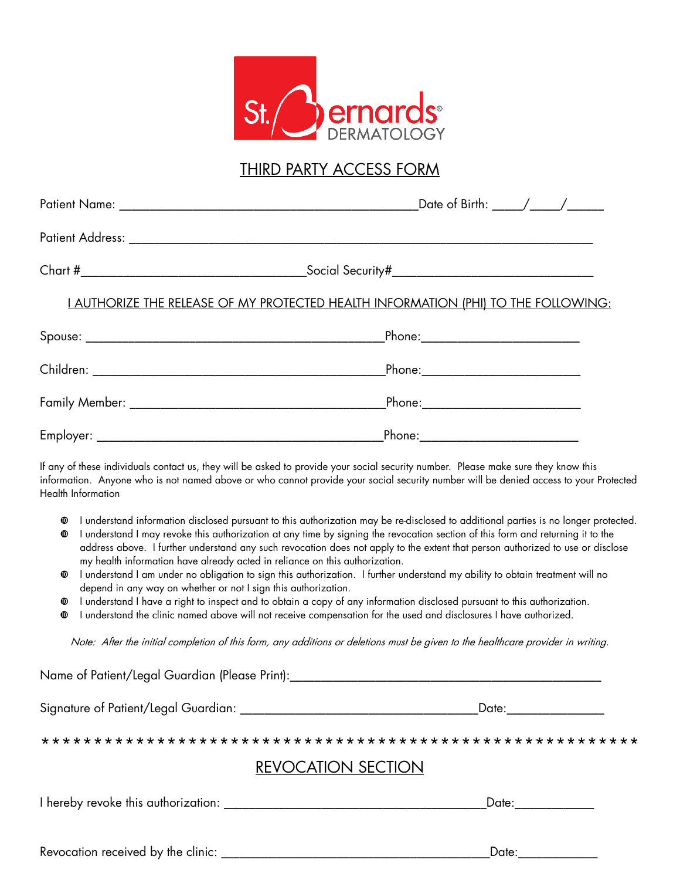St. Bernards® DERMATOLOGY

# THIRD PARTY ACCESS FORM

Patient Name: ____________________________________________Date of Birth: ____/____/_____

Patient Address: ______________________________________________________________________

Chart #_________________________________Social Security#___________________________

## I AUTHORIZE THE RELEASE OF MY PROTECTED HEALTH INFORMATION (PHI) TO THE FOLLOWING:

Spouse: ____________________________________________Phone:______________________

Children: ___________________________________________Phone:______________________

Family Member: ______________________________________Phone:______________________

Employer: __________________________________________Phone:______________________

If any of these individuals contact us, they will be asked to provide your social security number. Please make sure they know this information. Anyone who is not named above or who cannot provide your social security number will be denied access to your Protected Health Information

- I understand information disclosed pursuant to this authorization may be re-disclosed to additional parties is no longer protected.
- I understand I may revoke this authorization at any time by signing the revocation section of this form and returning it to the address above. I further understand any such revocation does not apply to the extent that person authorized to use or disclose my health information have already acted in reliance on this authorization.
- I understand I am under no obligation to sign this authorization. I further understand my ability to obtain treatment will no depend in any way on whether or not I sign this authorization.
- I understand I have a right to inspect and to obtain a copy of any information disclosed pursuant to this authorization.
- I understand the clinic named above will not receive compensation for the used and disclosures I have authorized.

*Note: After the initial completion of this form, any additions or deletions must be given to the healthcare provider in writing.*

Name of Patient/Legal Guardian (Please Print):_____________________________________________

Signature of Patient/Legal Guardian: __________________________________Date:______________

* * * * * * * * * * * * * * * * * * * * * * * * * * * * * * * * * * * * * * * * * * * * * * * * * * * * * * * * *

## REVOCATION SECTION

I hereby revoke this authorization: ______________________________________Date:___________

Revocation received by the clinic: ________________________________________Date:___________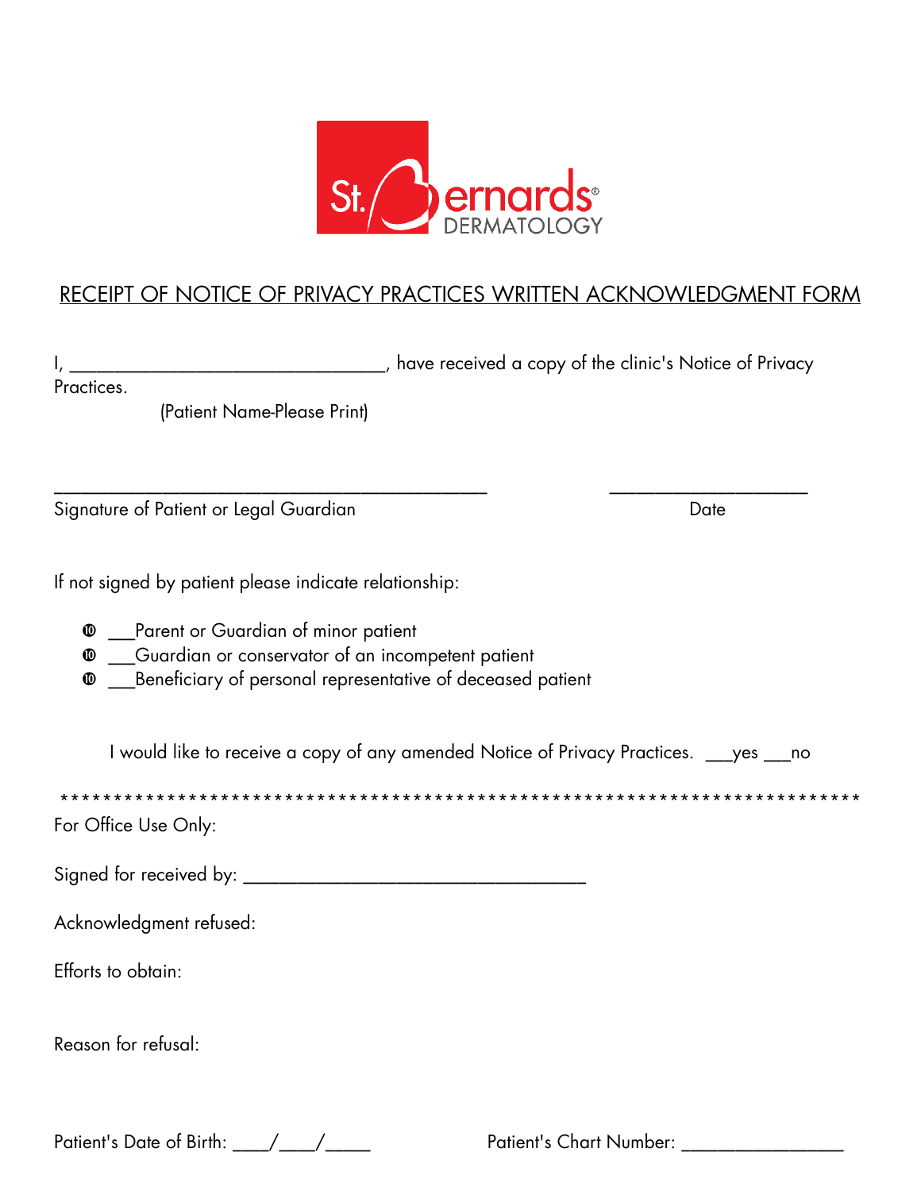St. Bernards DERMATOLOGY

# RECEIPT OF NOTICE OF PRIVACY PRACTICES WRITTEN ACKNOWLEDGMENT FORM

I, _______________________________, have received a copy of the clinic's Notice of Privacy Practices.
(Patient Name-Please Print)

_____________________________________________ ____________________
Signature of Patient or Legal Guardian Date

If not signed by patient please indicate relationship:

- ___Parent or Guardian of minor patient
- ___Guardian or conservator of an incompetent patient
- ___Beneficiary of personal representative of deceased patient

I would like to receive a copy of any amended Notice of Privacy Practices. ___yes ___no

****************************************************************************

For Office Use Only:

Signed for received by: ___________________________________

Acknowledgment refused:

Efforts to obtain:

Reason for refusal:

Patient's Date of Birth: ___/___/____ Patient's Chart Number: ________________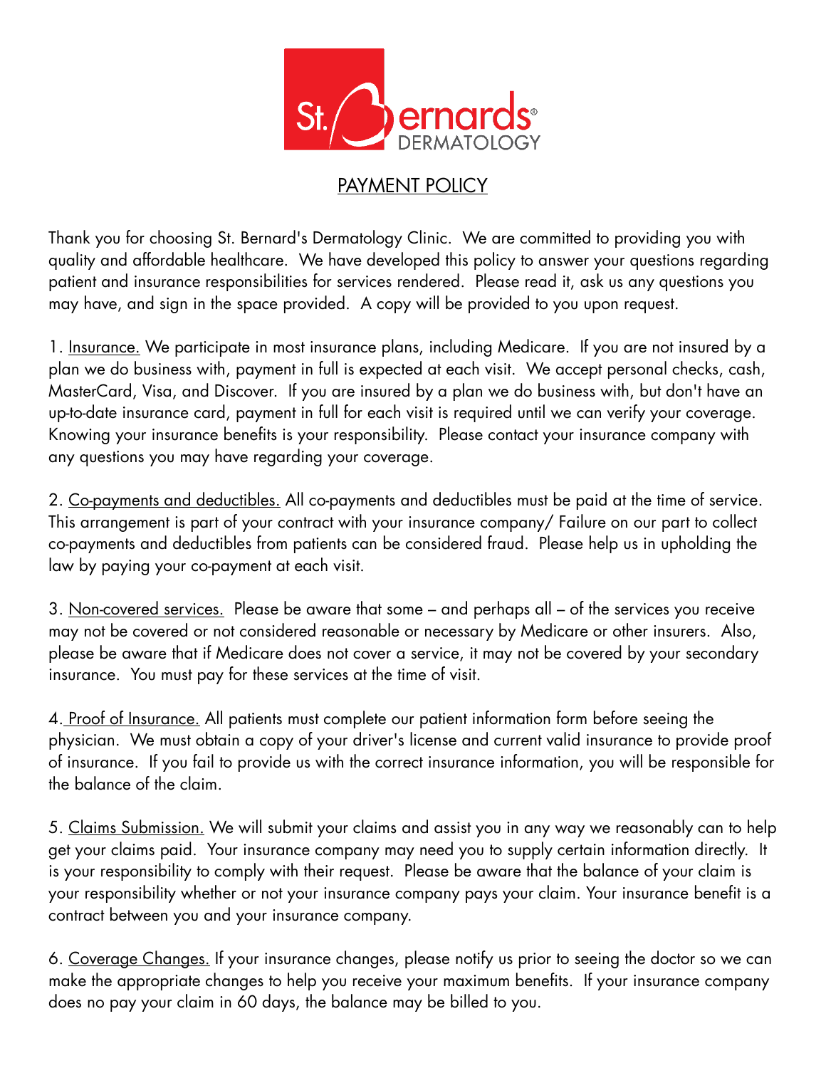St. Bernards DERMATOLOGY

# PAYMENT POLICY

Thank you for choosing St. Bernard's Dermatology Clinic. We are committed to providing you with quality and affordable healthcare. We have developed this policy to answer your questions regarding patient and insurance responsibilities for services rendered. Please read it, ask us any questions you may have, and sign in the space provided. A copy will be provided to you upon request.

1. Insurance. We participate in most insurance plans, including Medicare. If you are not insured by a plan we do business with, payment in full is expected at each visit. We accept personal checks, cash, MasterCard, Visa, and Discover. If you are insured by a plan we do business with, but don't have an up-to-date insurance card, payment in full for each visit is required until we can verify your coverage. Knowing your insurance benefits is your responsibility. Please contact your insurance company with any questions you may have regarding your coverage.

2. Co-payments and deductibles. All co-payments and deductibles must be paid at the time of service. This arrangement is part of your contract with your insurance company/ Failure on our part to collect co-payments and deductibles from patients can be considered fraud. Please help us in upholding the law by paying your co-payment at each visit.

3. Non-covered services. Please be aware that some – and perhaps all – of the services you receive may not be covered or not considered reasonable or necessary by Medicare or other insurers. Also, please be aware that if Medicare does not cover a service, it may not be covered by your secondary insurance. You must pay for these services at the time of visit.

4. Proof of Insurance. All patients must complete our patient information form before seeing the physician. We must obtain a copy of your driver's license and current valid insurance to provide proof of insurance. If you fail to provide us with the correct insurance information, you will be responsible for the balance of the claim.

5. Claims Submission. We will submit your claims and assist you in any way we reasonably can to help get your claims paid. Your insurance company may need you to supply certain information directly. It is your responsibility to comply with their request. Please be aware that the balance of your claim is your responsibility whether or not your insurance company pays your claim. Your insurance benefit is a contract between you and your insurance company.

6. Coverage Changes. If your insurance changes, please notify us prior to seeing the doctor so we can make the appropriate changes to help you receive your maximum benefits. If your insurance company does no pay your claim in 60 days, the balance may be billed to you.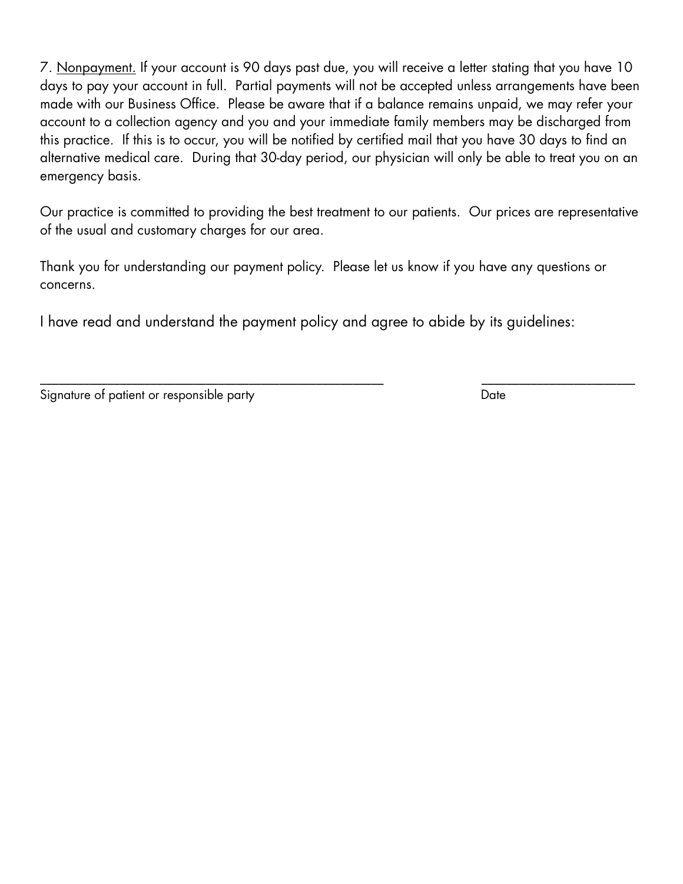7. Nonpayment. If your account is 90 days past due, you will receive a letter stating that you have 10 days to pay your account in full. Partial payments will not be accepted unless arrangements have been made with our Business Office. Please be aware that if a balance remains unpaid, we may refer your account to a collection agency and you and your immediate family members may be discharged from this practice. If this is to occur, you will be notified by certified mail that you have 30 days to find an alternative medical care. During that 30-day period, our physician will only be able to treat you on an emergency basis.

Our practice is committed to providing the best treatment to our patients. Our prices are representative of the usual and customary charges for our area.

Thank you for understanding our payment policy. Please let us know if you have any questions or concerns.

I have read and understand the payment policy and agree to abide by its guidelines:

_______________________________________________ ______________________

Signature of patient or responsible party Date